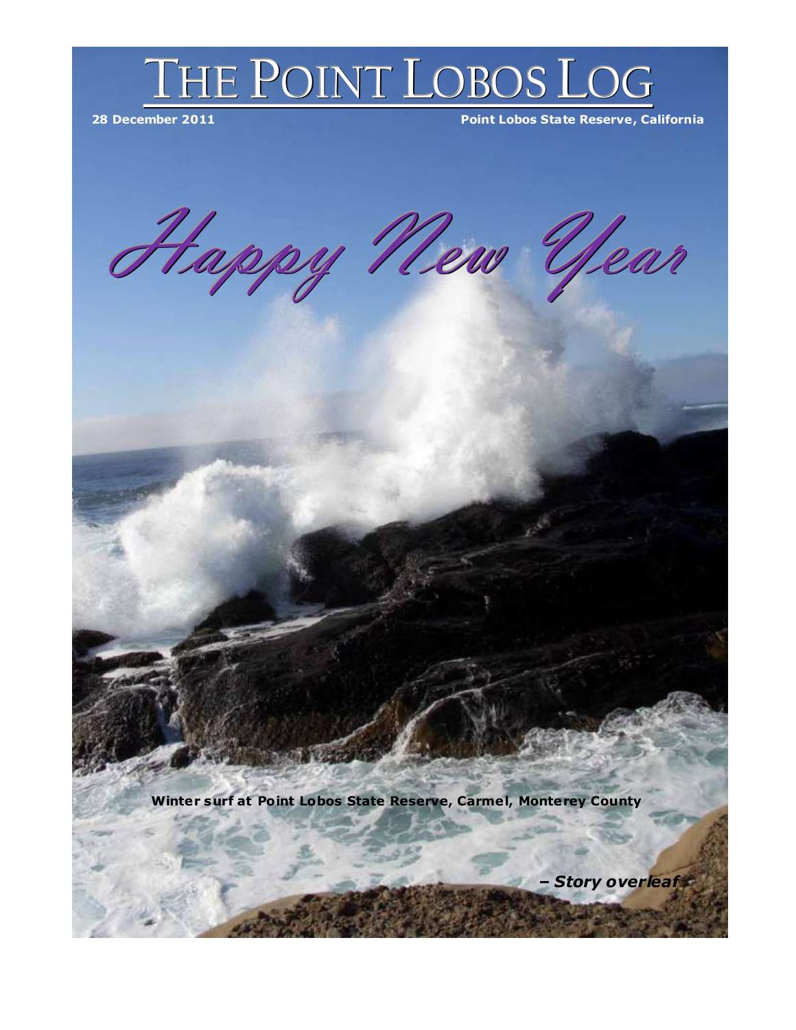# THE POINT LOBOS LOG

**28 December 2011** **Point Lobos State Reserve, California**

*Happy New Year*

**Winter surf at Point Lobos State Reserve, Carmel, Monterey County**

***– Story overleaf***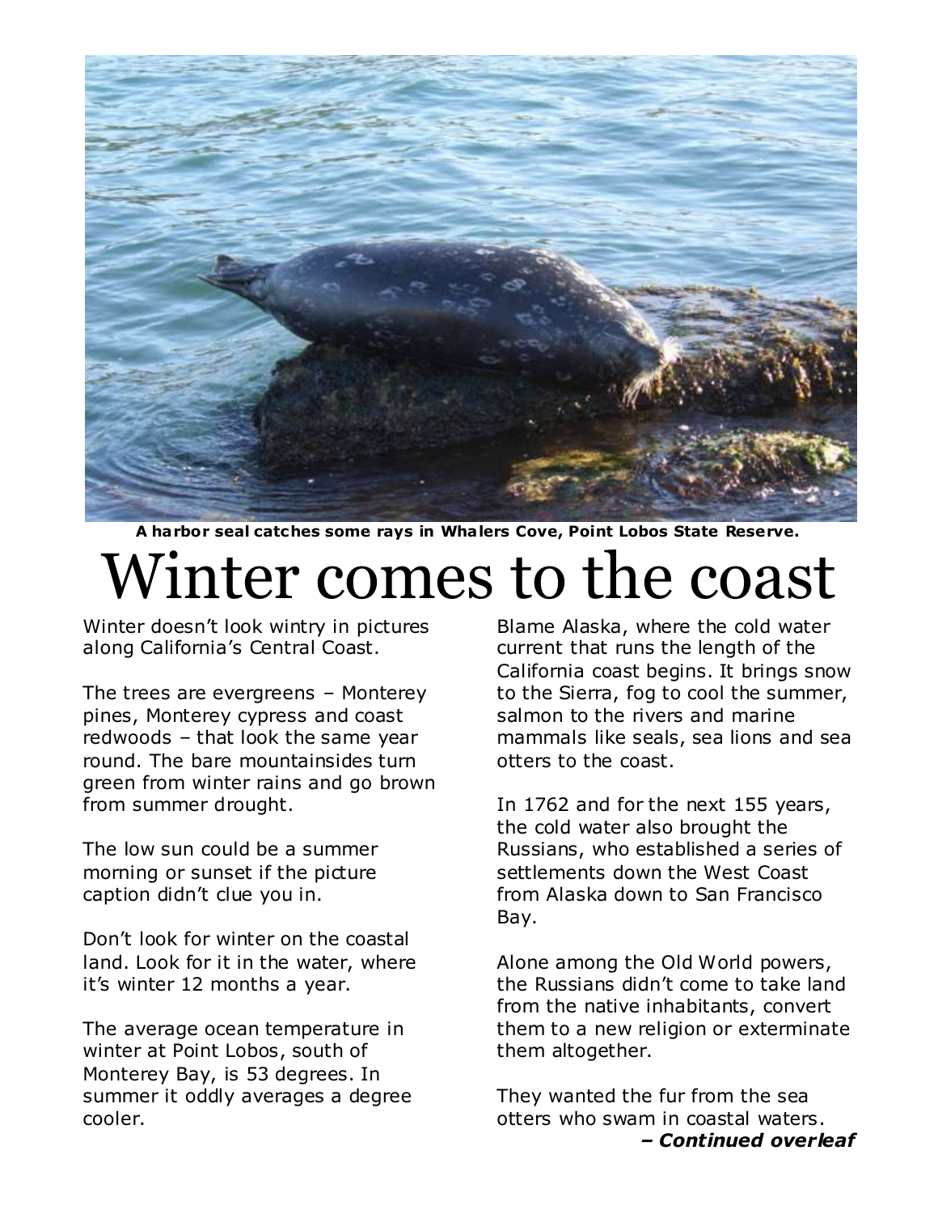**A harbor seal catches some rays in Whalers Cove, Point Lobos State Reserve.**

# Winter comes to the coast

Winter doesn't look wintry in pictures along California's Central Coast.

The trees are evergreens – Monterey pines, Monterey cypress and coast redwoods – that look the same year round. The bare mountainsides turn green from winter rains and go brown from summer drought.

The low sun could be a summer morning or sunset if the picture caption didn't clue you in.

Don't look for winter on the coastal land. Look for it in the water, where it's winter 12 months a year.

The average ocean temperature in winter at Point Lobos, south of Monterey Bay, is 53 degrees. In summer it oddly averages a degree cooler.

Blame Alaska, where the cold water current that runs the length of the California coast begins. It brings snow to the Sierra, fog to cool the summer, salmon to the rivers and marine mammals like seals, sea lions and sea otters to the coast.

In 1762 and for the next 155 years, the cold water also brought the Russians, who established a series of settlements down the West Coast from Alaska down to San Francisco Bay.

Alone among the Old World powers, the Russians didn't come to take land from the native inhabitants, convert them to a new religion or exterminate them altogether.

They wanted the fur from the sea otters who swam in coastal waters.

***– Continued overleaf***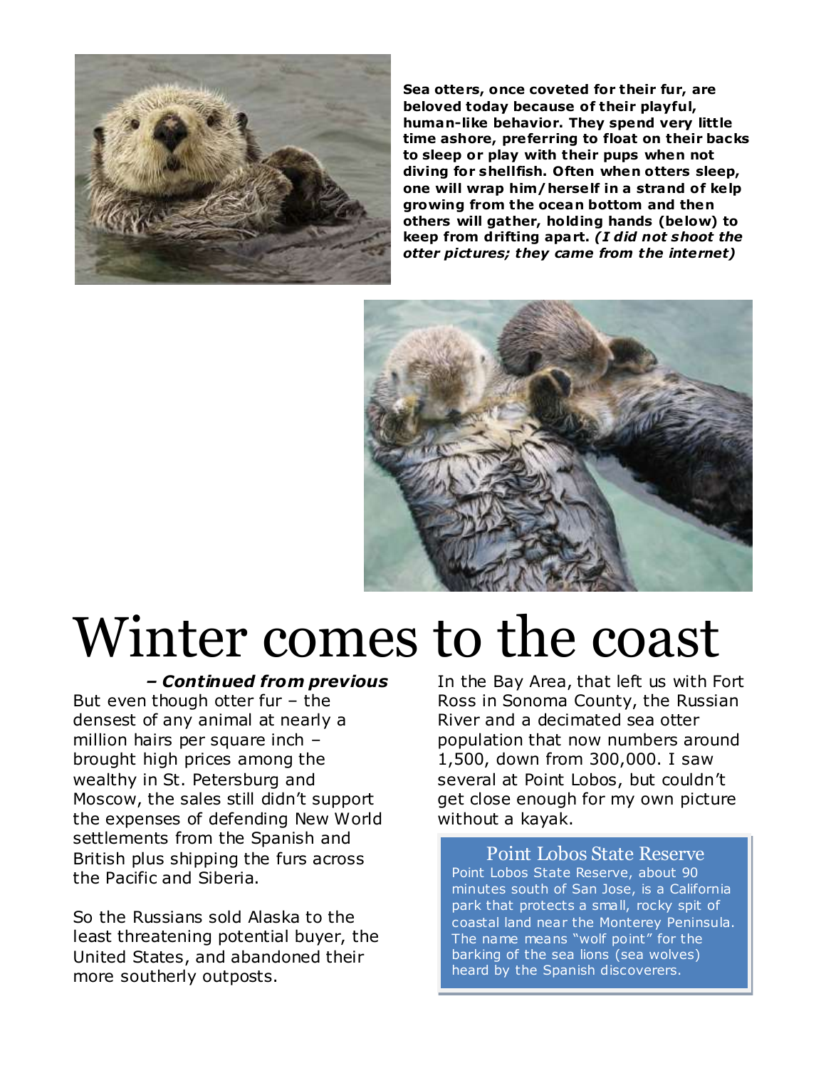**Sea otters, once coveted for their fur, are beloved today because of their playful, human-like behavior. They spend very little time ashore, preferring to float on their backs to sleep or play with their pups when not diving for shellfish. Often when otters sleep, one will wrap him/herself in a strand of kelp growing from the ocean bottom and then others will gather, holding hands (below) to keep from drifting apart.** ***(I did not shoot the otter pictures; they came from the internet)***

# Winter comes to the coast

***– Continued from previous***

But even though otter fur – the densest of any animal at nearly a million hairs per square inch – brought high prices among the wealthy in St. Petersburg and Moscow, the sales still didn't support the expenses of defending New World settlements from the Spanish and British plus shipping the furs across the Pacific and Siberia.

So the Russians sold Alaska to the least threatening potential buyer, the United States, and abandoned their more southerly outposts.

In the Bay Area, that left us with Fort Ross in Sonoma County, the Russian River and a decimated sea otter population that now numbers around 1,500, down from 300,000. I saw several at Point Lobos, but couldn't get close enough for my own picture without a kayak.

## Point Lobos State Reserve

Point Lobos State Reserve, about 90 minutes south of San Jose, is a California park that protects a small, rocky spit of coastal land near the Monterey Peninsula. The name means "wolf point" for the barking of the sea lions (sea wolves) heard by the Spanish discoverers.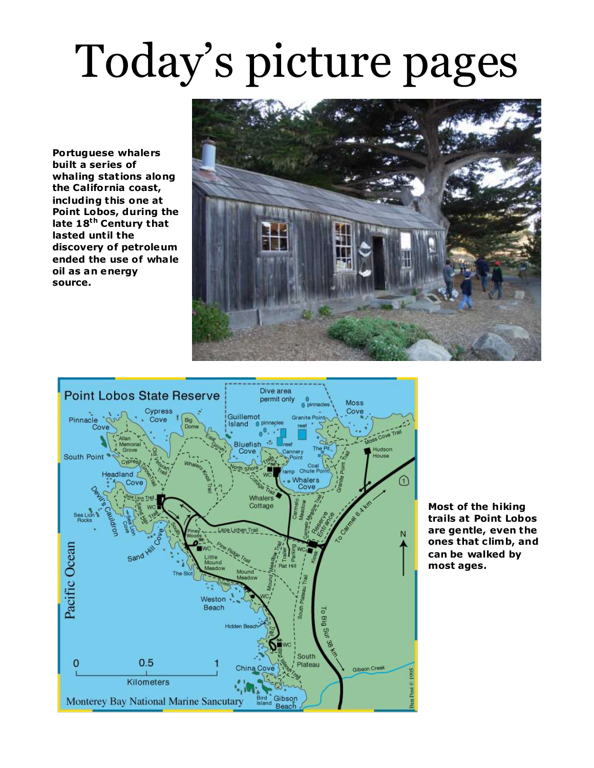# Today's picture pages

**Portuguese whalers built a series of whaling stations along the California coast, including this one at Point Lobos, during the late 18th Century that lasted until the discovery of petroleum ended the use of whale oil as an energy source.**

**Most of the hiking trails at Point Lobos are gentle, even the ones that climb, and can be walked by most ages.**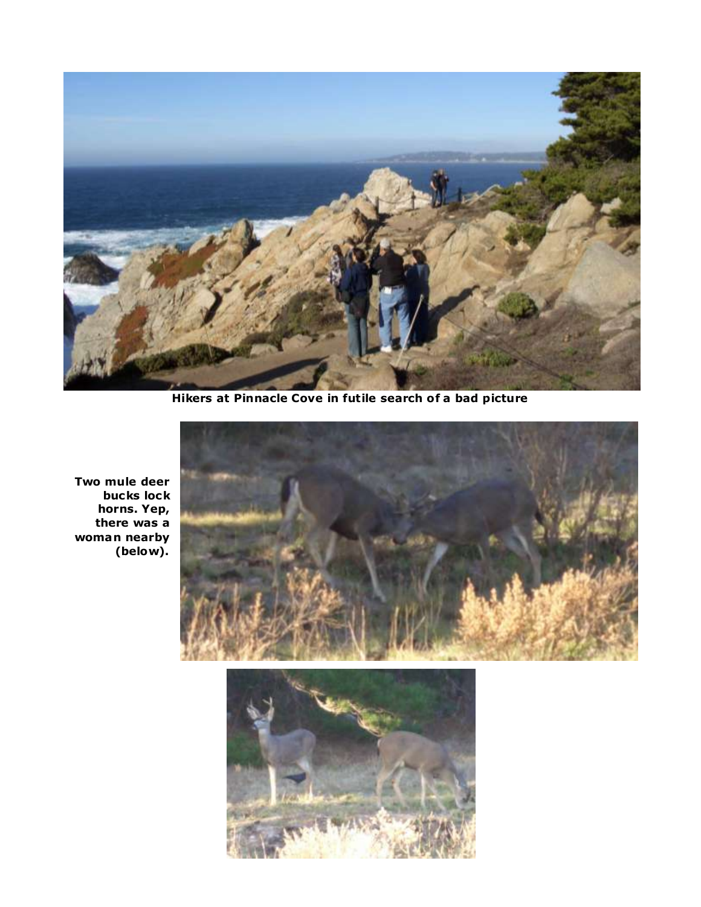**Hikers at Pinnacle Cove in futile search of a bad picture**

**Two mule deer bucks lock horns. Yep, there was a woman nearby (below).**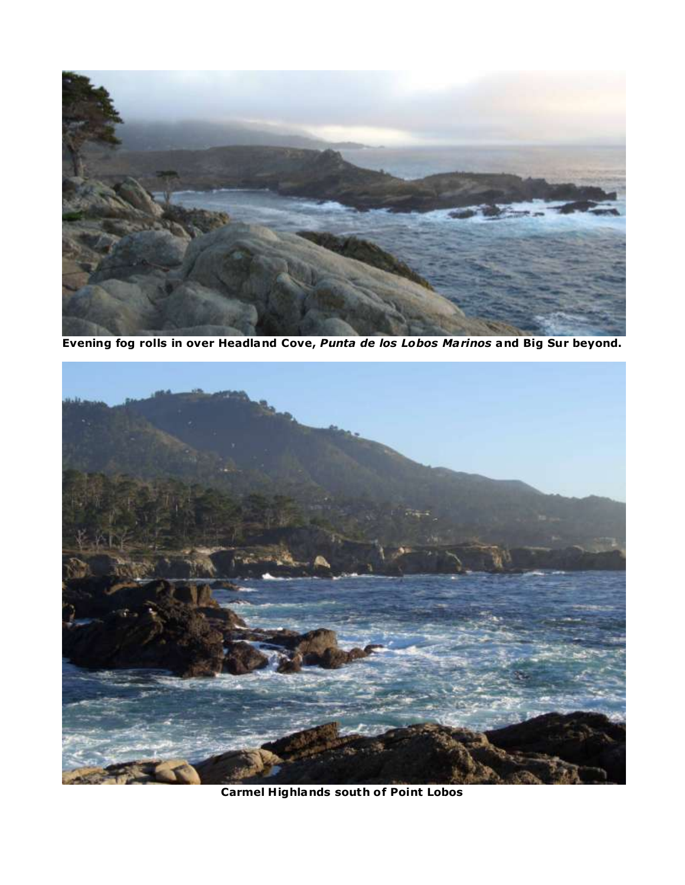**Evening fog rolls in over Headland Cove, *Punta de los Lobos Marinos* and Big Sur beyond.**

**Carmel Highlands south of Point Lobos**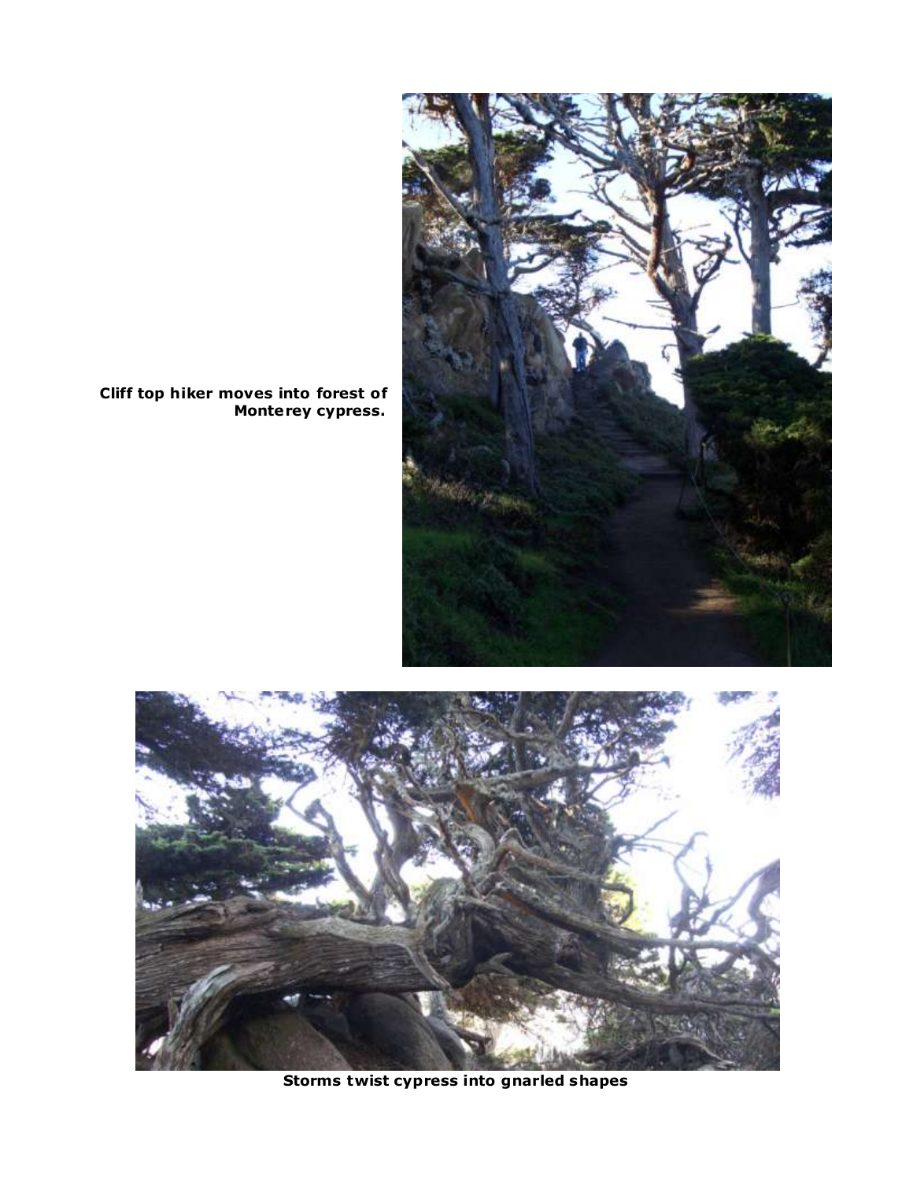**Cliff top hiker moves into forest of Monterey cypress.**

**Storms twist cypress into gnarled shapes**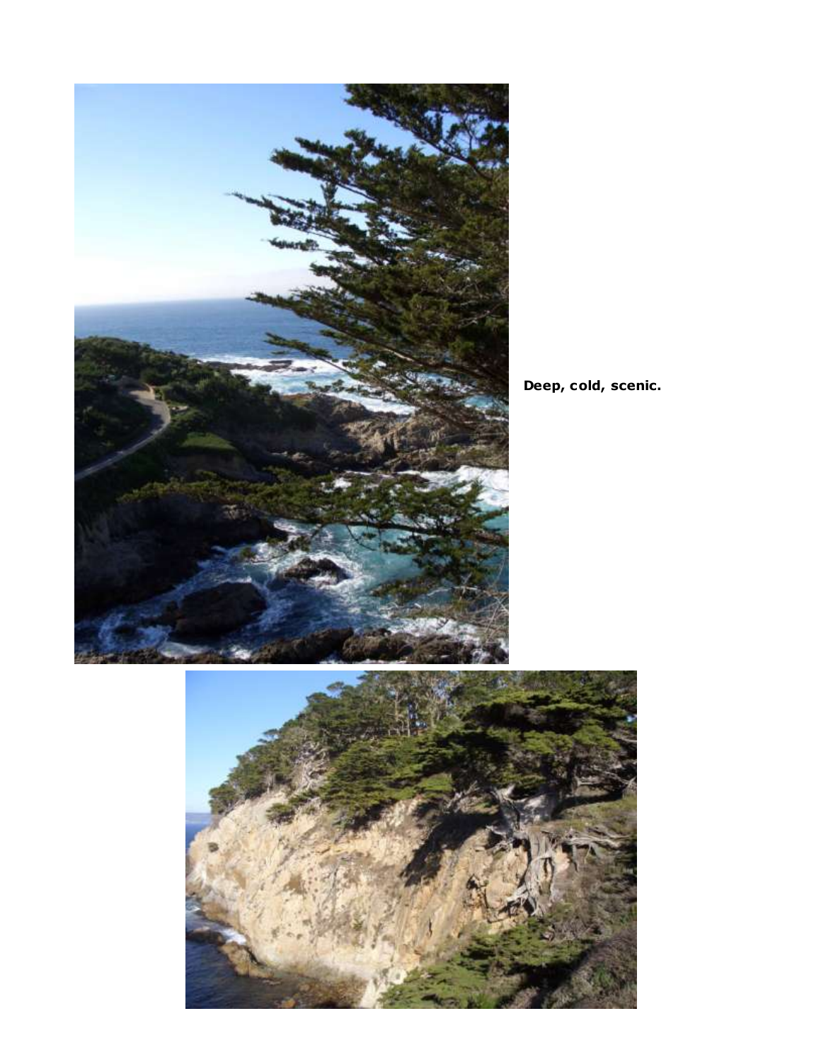**Deep, cold, scenic.**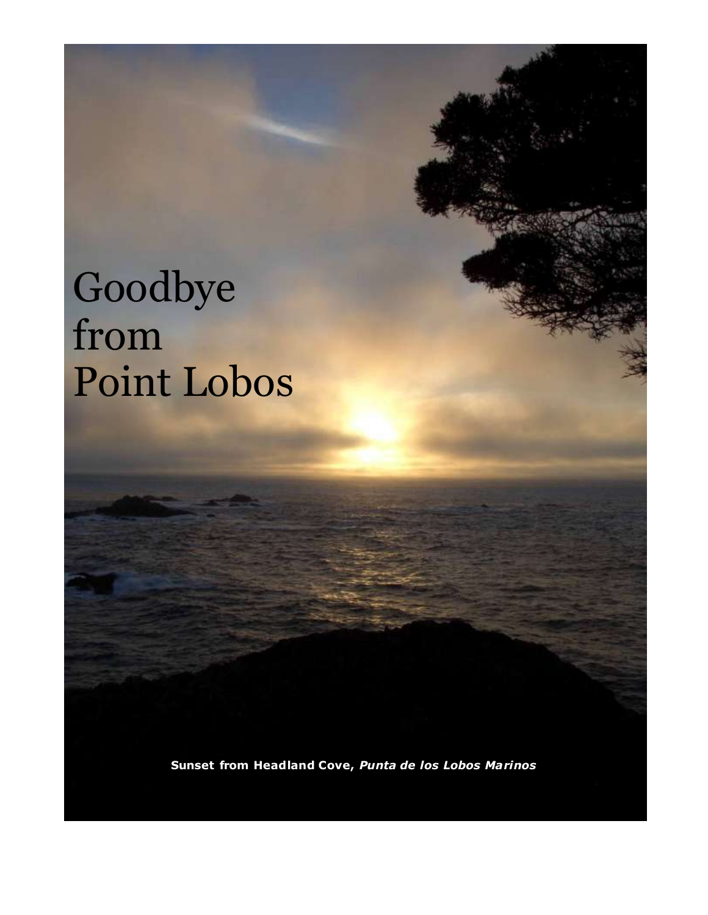# Goodbye from Point Lobos

**Sunset from Headland Cove, *Punta de los Lobos Marinos***